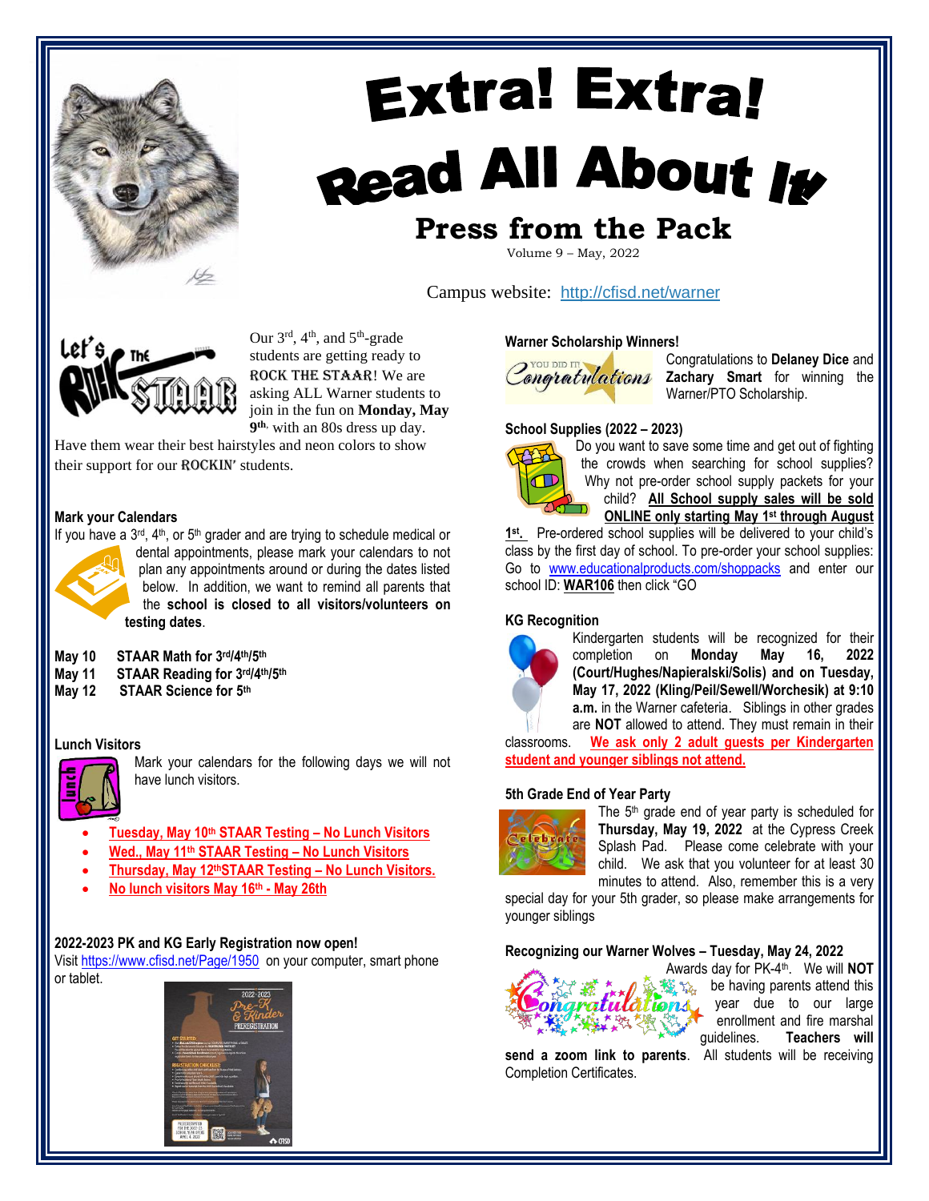# Extra! Extra! Read All About It

## Press from the Pack

Volume 9 – May, 2022

Campus website: http://cfisd.net/warner

Our 3rd, 4th, and 5th-grade students are getting ready to ROCK THE STAAR! We are asking ALL Warner students to join in the fun on **Monday, May 9th**, with an 80s dress up day. Have them wear their best hairstyles and neon colors to show their support for our ROCKIN' students.

### Mark your Calendars

If you have a 3rd, 4th, or 5th grader and are trying to schedule medical or dental appointments, please mark your calendars to not plan any appointments around or during the dates listed below. In addition, we want to remind all parents that the **school is closed to all visitors/volunteers on testing dates**.

**May 10** **STAAR Math for 3rd/4th/5th**
**May 11** **STAAR Reading for 3rd/4th/5th**
**May 12** **STAAR Science for 5th**

### Lunch Visitors

Mark your calendars for the following days we will not have lunch visitors.

- **Tuesday, May 10th STAAR Testing – No Lunch Visitors**
- **Wed., May 11th STAAR Testing – No Lunch Visitors**
- **Thursday, May 12thSTAAR Testing – No Lunch Visitors.**
- **No lunch visitors May 16th - May 26th**

### 2022-2023 PK and KG Early Registration now open!

Visit https://www.cfisd.net/Page/1950 on your computer, smart phone or tablet.

### Warner Scholarship Winners!

Congratulations to **Delaney Dice** and **Zachary Smart** for winning the Warner/PTO Scholarship.

### School Supplies (2022 – 2023)

Do you want to save some time and get out of fighting the crowds when searching for school supplies? Why not pre-order school supply packets for your child? **All School supply sales will be sold ONLINE only starting May 1st through August 1st.** Pre-ordered school supplies will be delivered to your child's class by the first day of school. To pre-order your school supplies: Go to www.educationalproducts.com/shoppacks and enter our school ID: **WAR106** then click "GO

### KG Recognition

Kindergarten students will be recognized for their completion on **Monday May 16, 2022 (Court/Hughes/Napieralski/Solis) and on Tuesday, May 17, 2022 (Kling/Peil/Sewell/Worchesik) at 9:10 a.m.** in the Warner cafeteria. Siblings in other grades are **NOT** allowed to attend. They must remain in their classrooms. **We ask only 2 adult guests per Kindergarten student and younger siblings not attend.**

### 5th Grade End of Year Party

The 5th grade end of year party is scheduled for **Thursday, May 19, 2022** at the Cypress Creek Splash Pad. Please come celebrate with your child. We ask that you volunteer for at least 30 minutes to attend. Also, remember this is a very special day for your 5th grader, so please make arrangements for younger siblings

### Recognizing our Warner Wolves – Tuesday, May 24, 2022

Awards day for PK-4th. We will **NOT** be having parents attend this year due to our large enrollment and fire marshal guidelines. **Teachers will send a zoom link to parents**. All students will be receiving Completion Certificates.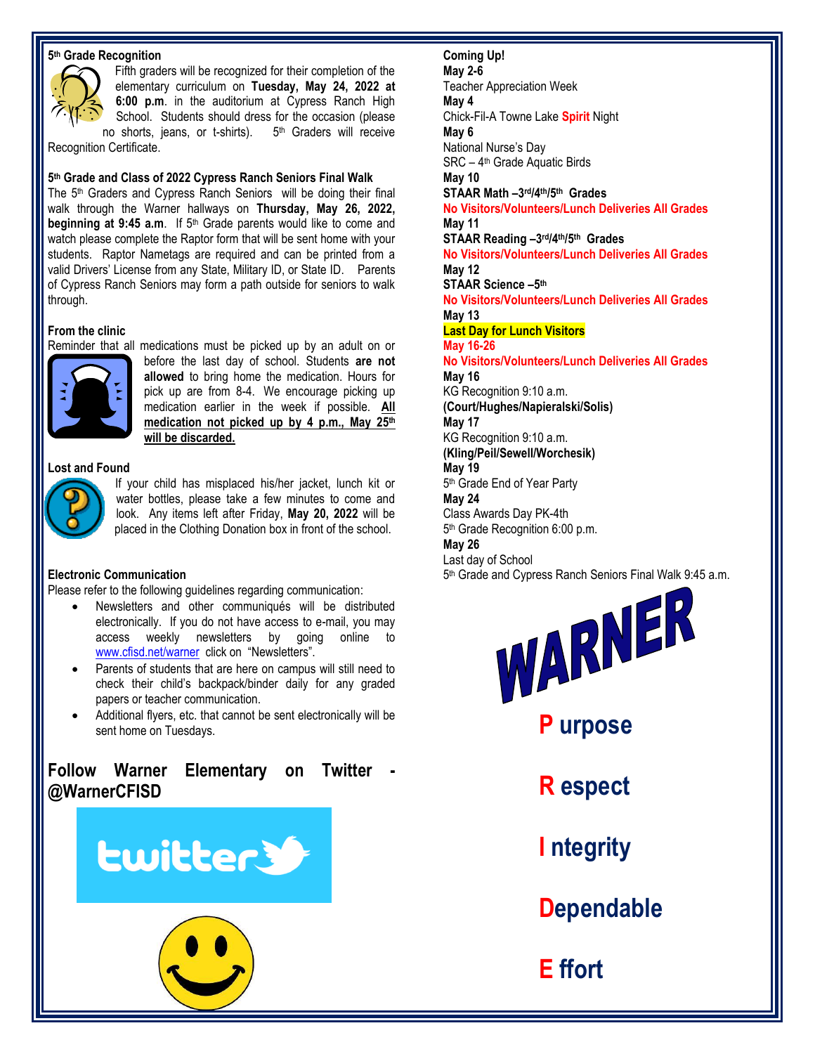### 5th Grade Recognition

Fifth graders will be recognized for their completion of the elementary curriculum on **Tuesday, May 24, 2022 at 6:00 p.m**. in the auditorium at Cypress Ranch High School. Students should dress for the occasion (please no shorts, jeans, or t-shirts). 5th Graders will receive Recognition Certificate.

### 5th Grade and Class of 2022 Cypress Ranch Seniors Final Walk

The 5th Graders and Cypress Ranch Seniors will be doing their final walk through the Warner hallways on **Thursday, May 26, 2022, beginning at 9:45 a.m**. If 5th Grade parents would like to come and watch please complete the Raptor form that will be sent home with your students. Raptor Nametags are required and can be printed from a valid Drivers' License from any State, Military ID, or State ID. Parents of Cypress Ranch Seniors may form a path outside for seniors to walk through.

### From the clinic

Reminder that all medications must be picked up by an adult on or before the last day of school. Students **are not allowed** to bring home the medication. Hours for pick up are from 8-4. We encourage picking up medication earlier in the week if possible. **All medication not picked up by 4 p.m., May 25th will be discarded.**

### Lost and Found

If your child has misplaced his/her jacket, lunch kit or water bottles, please take a few minutes to come and look. Any items left after Friday, **May 20, 2022** will be placed in the Clothing Donation box in front of the school.

### Electronic Communication

Please refer to the following guidelines regarding communication:

- Newsletters and other communiqués will be distributed electronically. If you do not have access to e-mail, you may access weekly newsletters by going online to www.cfisd.net/warner click on "Newsletters".
- Parents of students that are here on campus will still need to check their child's backpack/binder daily for any graded papers or teacher communication.
- Additional flyers, etc. that cannot be sent electronically will be sent home on Tuesdays.

## Follow Warner Elementary on Twitter - @WarnerCFISD

### Coming Up!

**May 2-6**
Teacher Appreciation Week

**May 4**
Chick-Fil-A Towne Lake **Spirit** Night

**May 6**
National Nurse's Day
SRC – 4th Grade Aquatic Birds

**May 10**
**STAAR Math –3rd/4th/5th Grades**
**No Visitors/Volunteers/Lunch Deliveries All Grades**

**May 11**
**STAAR Reading –3rd/4th/5th Grades**
**No Visitors/Volunteers/Lunch Deliveries All Grades**

**May 12**
**STAAR Science –5th**
**No Visitors/Volunteers/Lunch Deliveries All Grades**

**May 13**
**Last Day for Lunch Visitors**

**May 16-26**
**No Visitors/Volunteers/Lunch Deliveries All Grades**

**May 16**
KG Recognition 9:10 a.m.
**(Court/Hughes/Napieralski/Solis)**

**May 17**
KG Recognition 9:10 a.m.
**(Kling/Peil/Sewell/Worchesik)**

**May 19**
5th Grade End of Year Party

**May 24**
Class Awards Day PK-4th
5th Grade Recognition 6:00 p.m.

**May 26**
Last day of School
5th Grade and Cypress Ranch Seniors Final Walk 9:45 a.m.

**WARNER**

**P urpose**

**R espect**

**I ntegrity**

**Dependable**

**E ffort**